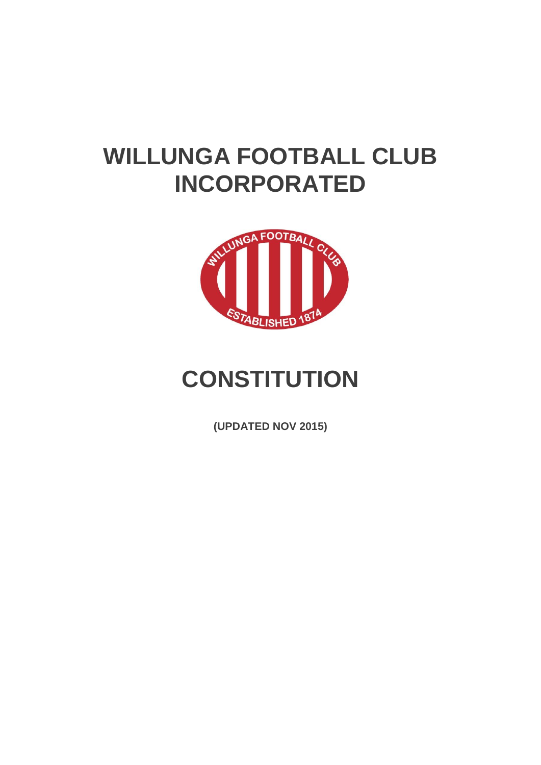# WILLUNGA FOOTBALL CLUB INCORPORATED

# CONSTITUTION

**(UPDATED NOV 2015)**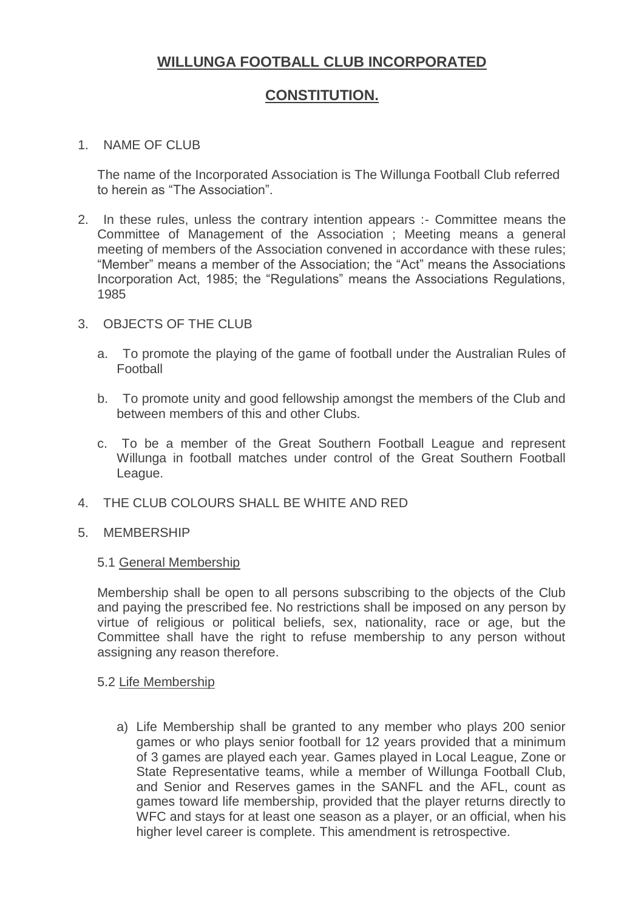# WILLUNGA FOOTBALL CLUB INCORPORATED

# CONSTITUTION.

1. NAME OF CLUB

   The name of the Incorporated Association is The Willunga Football Club referred to herein as "The Association".

2. In these rules, unless the contrary intention appears :- Committee means the Committee of Management of the Association ; Meeting means a general meeting of members of the Association convened in accordance with these rules; "Member" means a member of the Association; the "Act" means the Associations Incorporation Act, 1985; the "Regulations" means the Associations Regulations, 1985

3. OBJECTS OF THE CLUB

   a. To promote the playing of the game of football under the Australian Rules of Football

   b. To promote unity and good fellowship amongst the members of the Club and between members of this and other Clubs.

   c. To be a member of the Great Southern Football League and represent Willunga in football matches under control of the Great Southern Football League.

4. THE CLUB COLOURS SHALL BE WHITE AND RED

5. MEMBERSHIP

   5.1 General Membership

   Membership shall be open to all persons subscribing to the objects of the Club and paying the prescribed fee. No restrictions shall be imposed on any person by virtue of religious or political beliefs, sex, nationality, race or age, but the Committee shall have the right to refuse membership to any person without assigning any reason therefore.

   5.2 Life Membership

   a) Life Membership shall be granted to any member who plays 200 senior games or who plays senior football for 12 years provided that a minimum of 3 games are played each year. Games played in Local League, Zone or State Representative teams, while a member of Willunga Football Club, and Senior and Reserves games in the SANFL and the AFL, count as games toward life membership, provided that the player returns directly to WFC and stays for at least one season as a player, or an official, when his higher level career is complete. This amendment is retrospective.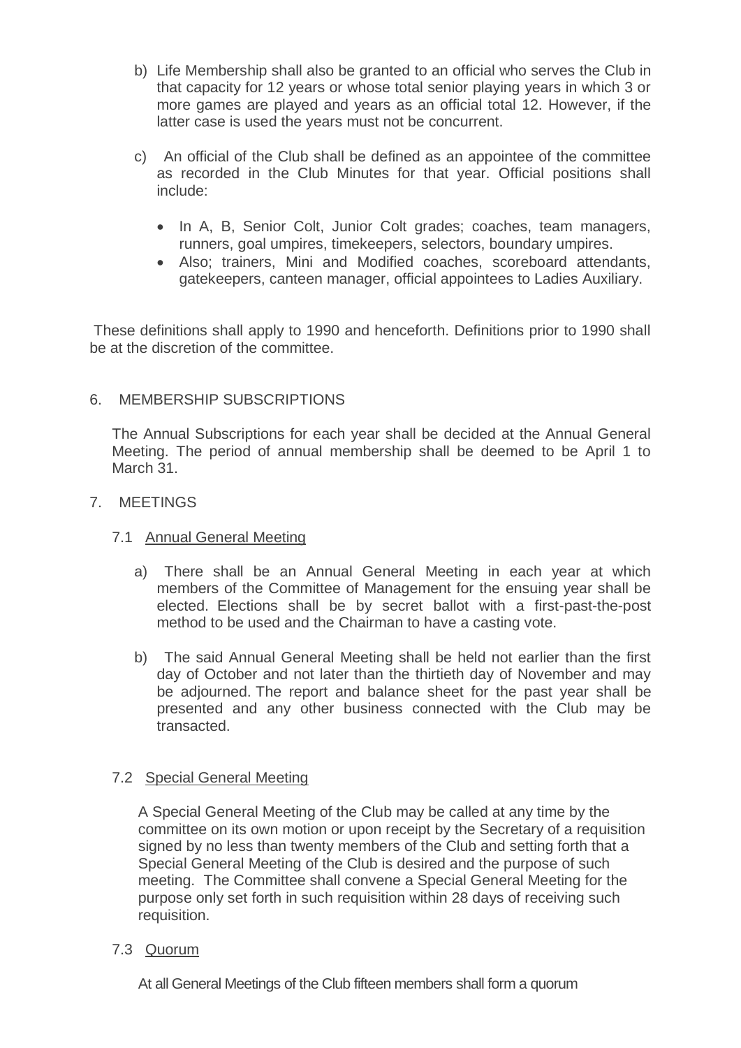b) Life Membership shall also be granted to an official who serves the Club in that capacity for 12 years or whose total senior playing years in which 3 or more games are played and years as an official total 12. However, if the latter case is used the years must not be concurrent.

c) An official of the Club shall be defined as an appointee of the committee as recorded in the Club Minutes for that year. Official positions shall include:

- In A, B, Senior Colt, Junior Colt grades; coaches, team managers, runners, goal umpires, timekeepers, selectors, boundary umpires.
- Also; trainers, Mini and Modified coaches, scoreboard attendants, gatekeepers, canteen manager, official appointees to Ladies Auxiliary.

These definitions shall apply to 1990 and henceforth. Definitions prior to 1990 shall be at the discretion of the committee.

## 6. MEMBERSHIP SUBSCRIPTIONS

The Annual Subscriptions for each year shall be decided at the Annual General Meeting. The period of annual membership shall be deemed to be April 1 to March 31.

## 7. MEETINGS

### 7.1 Annual General Meeting

a) There shall be an Annual General Meeting in each year at which members of the Committee of Management for the ensuing year shall be elected. Elections shall be by secret ballot with a first-past-the-post method to be used and the Chairman to have a casting vote.

b) The said Annual General Meeting shall be held not earlier than the first day of October and not later than the thirtieth day of November and may be adjourned. The report and balance sheet for the past year shall be presented and any other business connected with the Club may be transacted.

### 7.2 Special General Meeting

A Special General Meeting of the Club may be called at any time by the committee on its own motion or upon receipt by the Secretary of a requisition signed by no less than twenty members of the Club and setting forth that a Special General Meeting of the Club is desired and the purpose of such meeting. The Committee shall convene a Special General Meeting for the purpose only set forth in such requisition within 28 days of receiving such requisition.

### 7.3 Quorum

At all General Meetings of the Club fifteen members shall form a quorum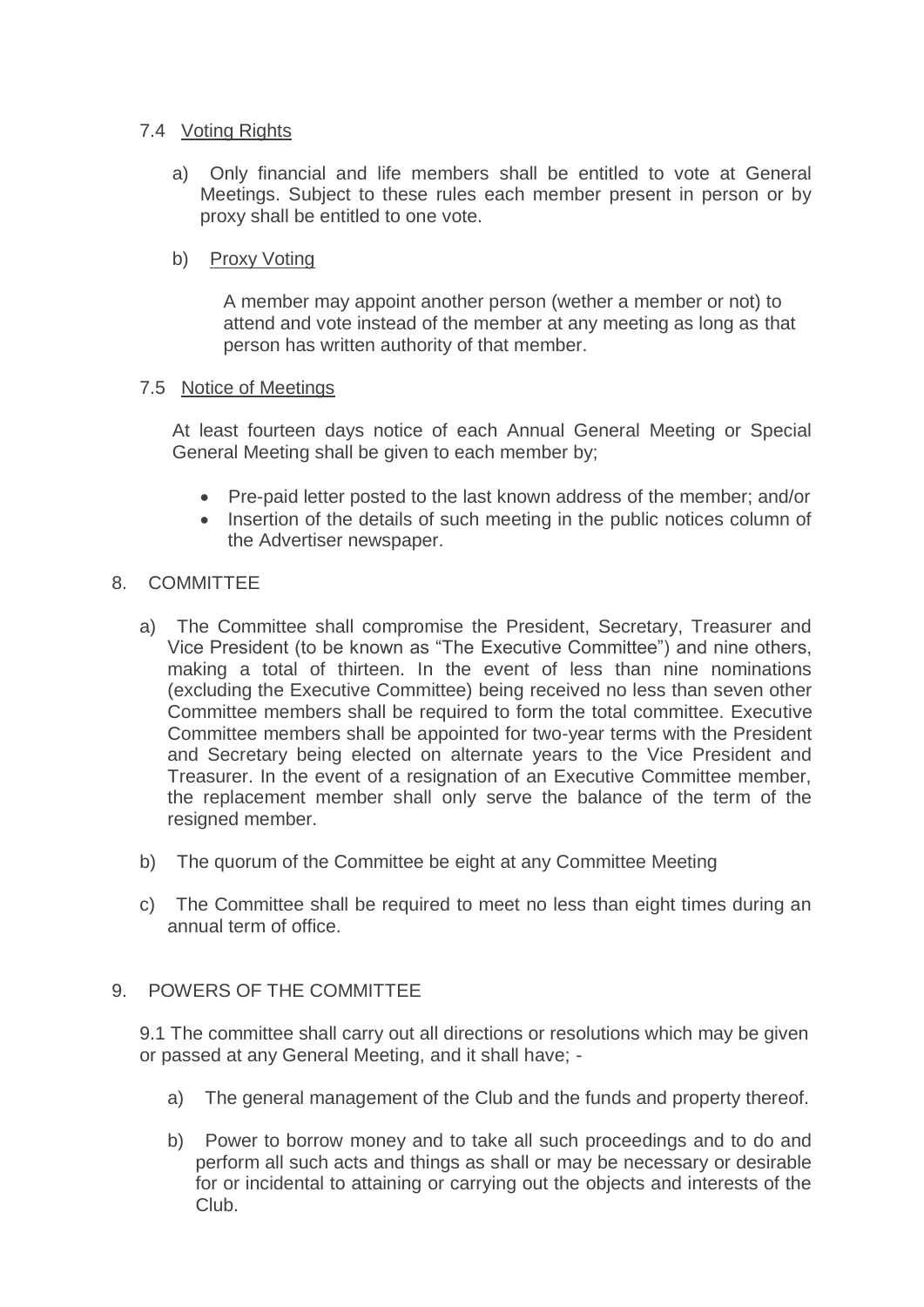### 7.4 Voting Rights

a) Only financial and life members shall be entitled to vote at General Meetings. Subject to these rules each member present in person or by proxy shall be entitled to one vote.

b) Proxy Voting

A member may appoint another person (wether a member or not) to attend and vote instead of the member at any meeting as long as that person has written authority of that member.

### 7.5 Notice of Meetings

At least fourteen days notice of each Annual General Meeting or Special General Meeting shall be given to each member by;

- Pre-paid letter posted to the last known address of the member; and/or
- Insertion of the details of such meeting in the public notices column of the Advertiser newspaper.

## 8. COMMITTEE

a) The Committee shall compromise the President, Secretary, Treasurer and Vice President (to be known as "The Executive Committee") and nine others, making a total of thirteen. In the event of less than nine nominations (excluding the Executive Committee) being received no less than seven other Committee members shall be required to form the total committee. Executive Committee members shall be appointed for two-year terms with the President and Secretary being elected on alternate years to the Vice President and Treasurer. In the event of a resignation of an Executive Committee member, the replacement member shall only serve the balance of the term of the resigned member.

b) The quorum of the Committee be eight at any Committee Meeting

c) The Committee shall be required to meet no less than eight times during an annual term of office.

## 9. POWERS OF THE COMMITTEE

9.1 The committee shall carry out all directions or resolutions which may be given or passed at any General Meeting, and it shall have; -

a) The general management of the Club and the funds and property thereof.

b) Power to borrow money and to take all such proceedings and to do and perform all such acts and things as shall or may be necessary or desirable for or incidental to attaining or carrying out the objects and interests of the Club.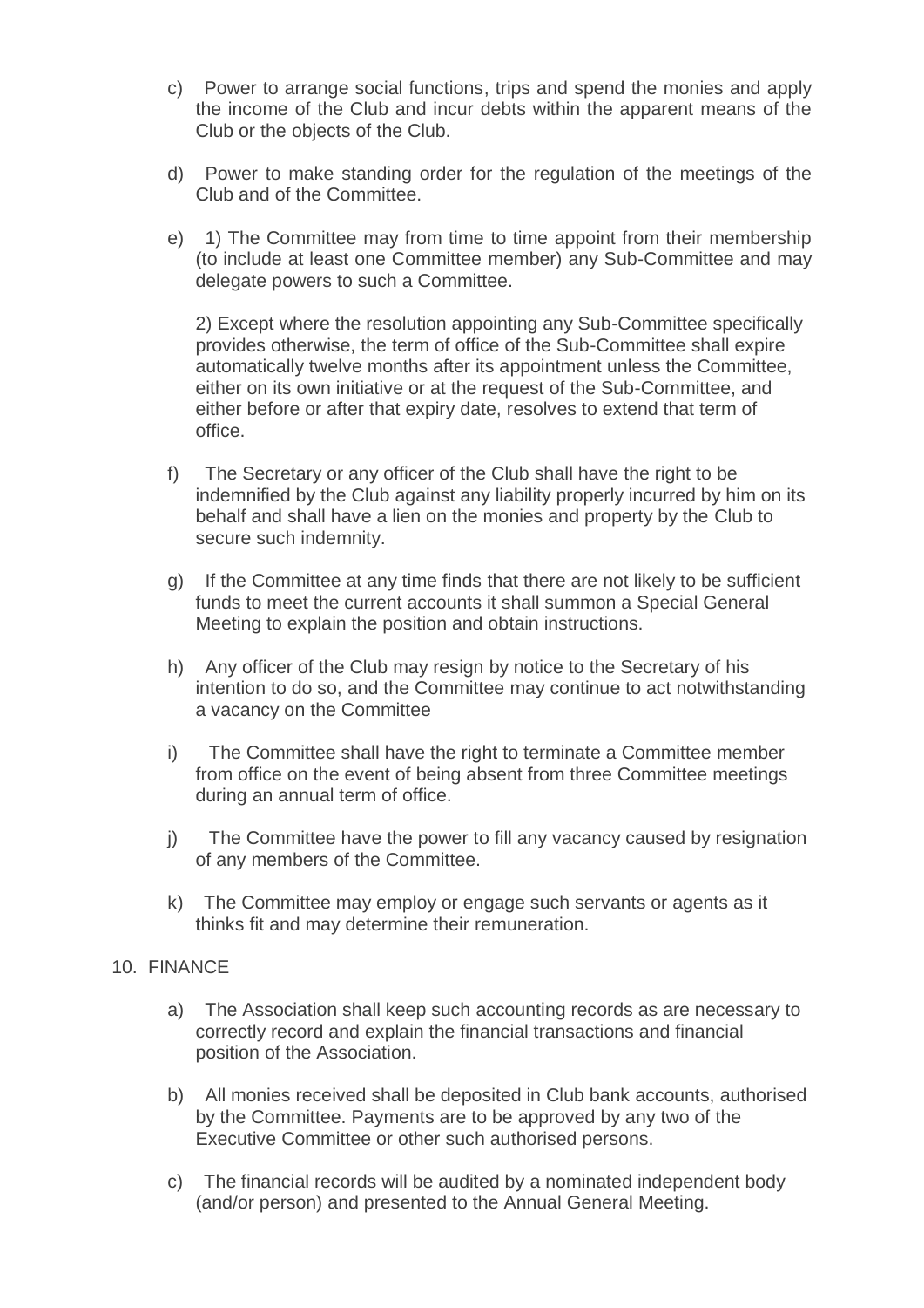c) Power to arrange social functions, trips and spend the monies and apply the income of the Club and incur debts within the apparent means of the Club or the objects of the Club.

d) Power to make standing order for the regulation of the meetings of the Club and of the Committee.

e) 1) The Committee may from time to time appoint from their membership (to include at least one Committee member) any Sub-Committee and may delegate powers to such a Committee.

   2) Except where the resolution appointing any Sub-Committee specifically provides otherwise, the term of office of the Sub-Committee shall expire automatically twelve months after its appointment unless the Committee, either on its own initiative or at the request of the Sub-Committee, and either before or after that expiry date, resolves to extend that term of office.

f) The Secretary or any officer of the Club shall have the right to be indemnified by the Club against any liability properly incurred by him on its behalf and shall have a lien on the monies and property by the Club to secure such indemnity.

g) If the Committee at any time finds that there are not likely to be sufficient funds to meet the current accounts it shall summon a Special General Meeting to explain the position and obtain instructions.

h) Any officer of the Club may resign by notice to the Secretary of his intention to do so, and the Committee may continue to act notwithstanding a vacancy on the Committee

i) The Committee shall have the right to terminate a Committee member from office on the event of being absent from three Committee meetings during an annual term of office.

j) The Committee have the power to fill any vacancy caused by resignation of any members of the Committee.

k) The Committee may employ or engage such servants or agents as it thinks fit and may determine their remuneration.

10. FINANCE

a) The Association shall keep such accounting records as are necessary to correctly record and explain the financial transactions and financial position of the Association.

b) All monies received shall be deposited in Club bank accounts, authorised by the Committee. Payments are to be approved by any two of the Executive Committee or other such authorised persons.

c) The financial records will be audited by a nominated independent body (and/or person) and presented to the Annual General Meeting.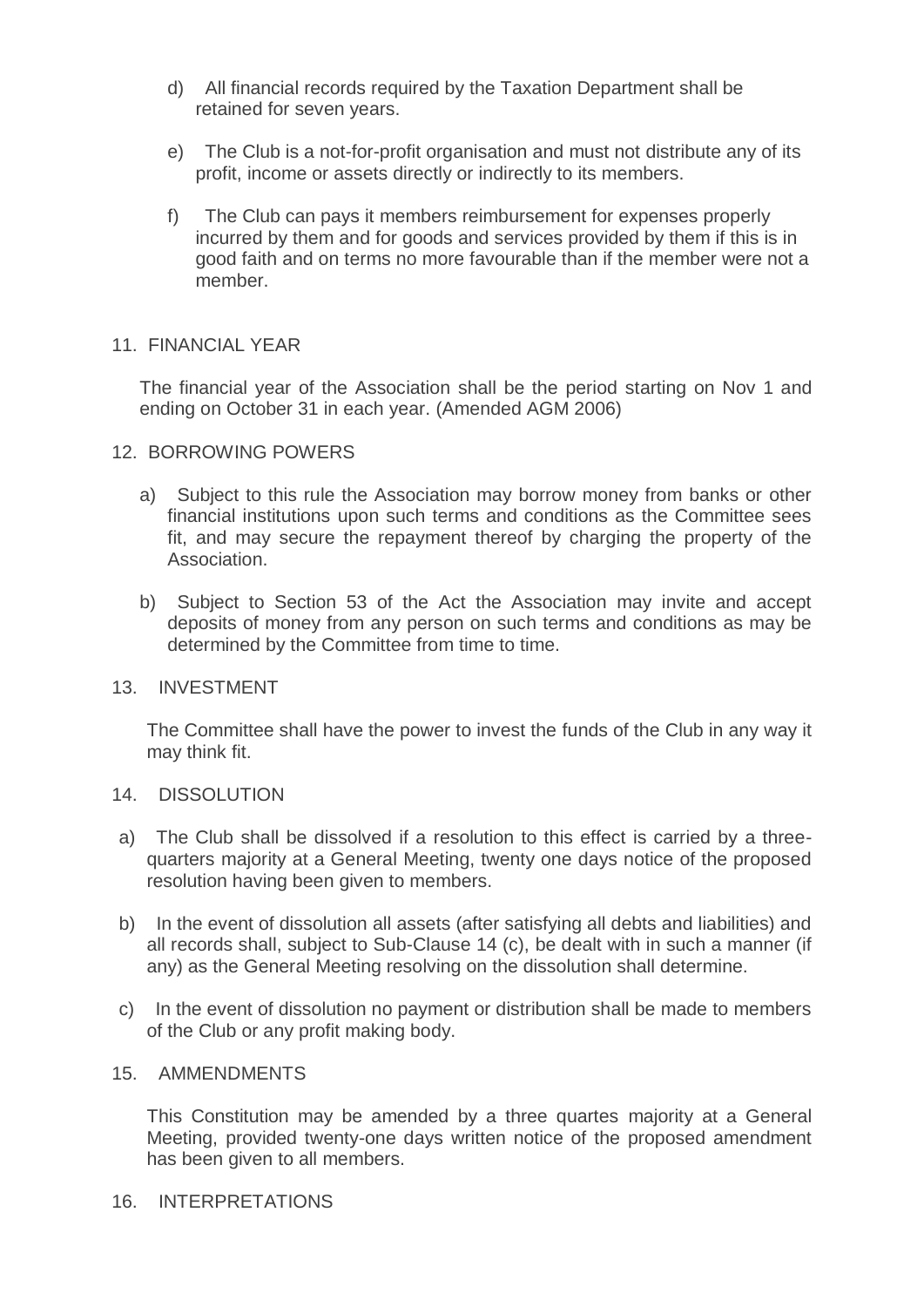d) All financial records required by the Taxation Department shall be retained for seven years.

e) The Club is a not-for-profit organisation and must not distribute any of its profit, income or assets directly or indirectly to its members.

f) The Club can pays it members reimbursement for expenses properly incurred by them and for goods and services provided by them if this is in good faith and on terms no more favourable than if the member were not a member.

## 11. FINANCIAL YEAR

The financial year of the Association shall be the period starting on Nov 1 and ending on October 31 in each year. (Amended AGM 2006)

## 12. BORROWING POWERS

a) Subject to this rule the Association may borrow money from banks or other financial institutions upon such terms and conditions as the Committee sees fit, and may secure the repayment thereof by charging the property of the Association.

b) Subject to Section 53 of the Act the Association may invite and accept deposits of money from any person on such terms and conditions as may be determined by the Committee from time to time.

## 13. INVESTMENT

The Committee shall have the power to invest the funds of the Club in any way it may think fit.

## 14. DISSOLUTION

a) The Club shall be dissolved if a resolution to this effect is carried by a three-quarters majority at a General Meeting, twenty one days notice of the proposed resolution having been given to members.

b) In the event of dissolution all assets (after satisfying all debts and liabilities) and all records shall, subject to Sub-Clause 14 (c), be dealt with in such a manner (if any) as the General Meeting resolving on the dissolution shall determine.

c) In the event of dissolution no payment or distribution shall be made to members of the Club or any profit making body.

## 15. AMMENDMENTS

This Constitution may be amended by a three quartes majority at a General Meeting, provided twenty-one days written notice of the proposed amendment has been given to all members.

## 16. INTERPRETATIONS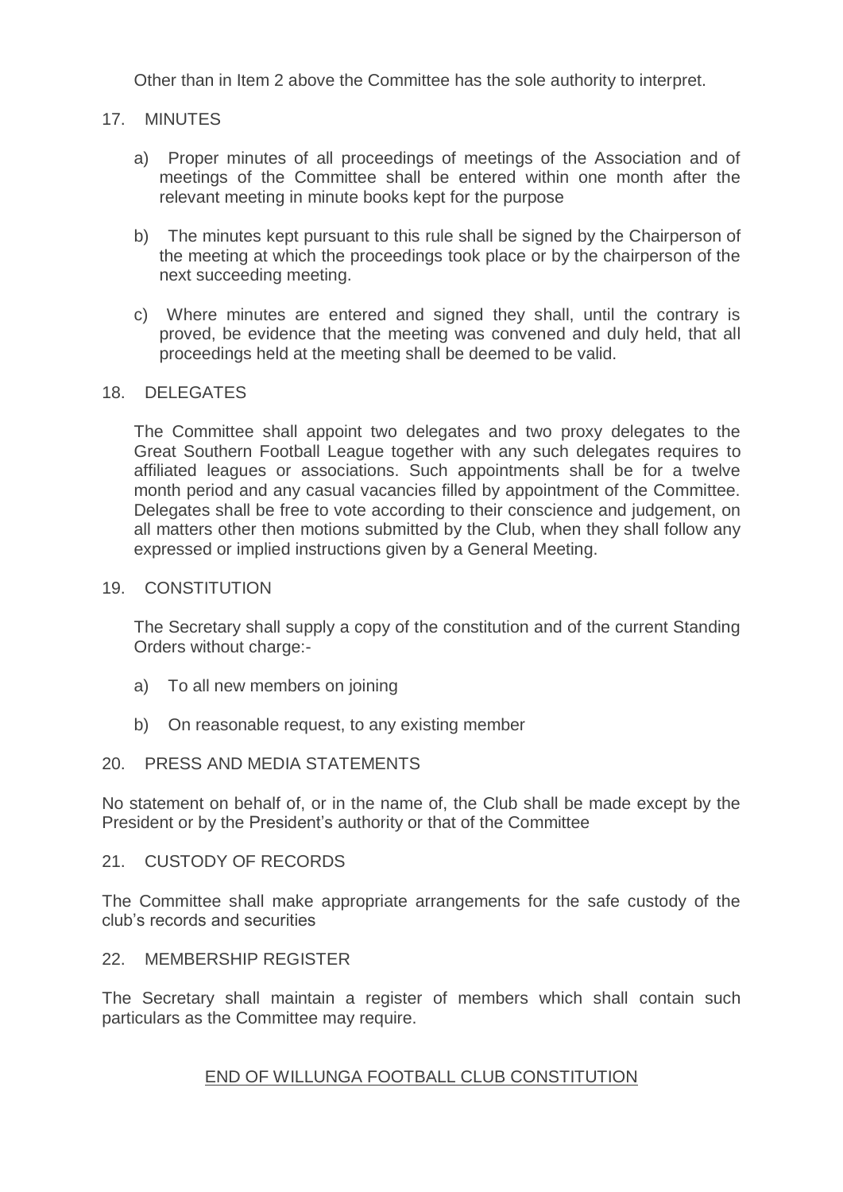Other than in Item 2 above the Committee has the sole authority to interpret.

## 17. MINUTES

a) Proper minutes of all proceedings of meetings of the Association and of meetings of the Committee shall be entered within one month after the relevant meeting in minute books kept for the purpose

b) The minutes kept pursuant to this rule shall be signed by the Chairperson of the meeting at which the proceedings took place or by the chairperson of the next succeeding meeting.

c) Where minutes are entered and signed they shall, until the contrary is proved, be evidence that the meeting was convened and duly held, that all proceedings held at the meeting shall be deemed to be valid.

## 18. DELEGATES

The Committee shall appoint two delegates and two proxy delegates to the Great Southern Football League together with any such delegates requires to affiliated leagues or associations. Such appointments shall be for a twelve month period and any casual vacancies filled by appointment of the Committee. Delegates shall be free to vote according to their conscience and judgement, on all matters other then motions submitted by the Club, when they shall follow any expressed or implied instructions given by a General Meeting.

## 19. CONSTITUTION

The Secretary shall supply a copy of the constitution and of the current Standing Orders without charge:-

a) To all new members on joining

b) On reasonable request, to any existing member

## 20. PRESS AND MEDIA STATEMENTS

No statement on behalf of, or in the name of, the Club shall be made except by the President or by the President's authority or that of the Committee

## 21. CUSTODY OF RECORDS

The Committee shall make appropriate arrangements for the safe custody of the club's records and securities

## 22. MEMBERSHIP REGISTER

The Secretary shall maintain a register of members which shall contain such particulars as the Committee may require.

END OF WILLUNGA FOOTBALL CLUB CONSTITUTION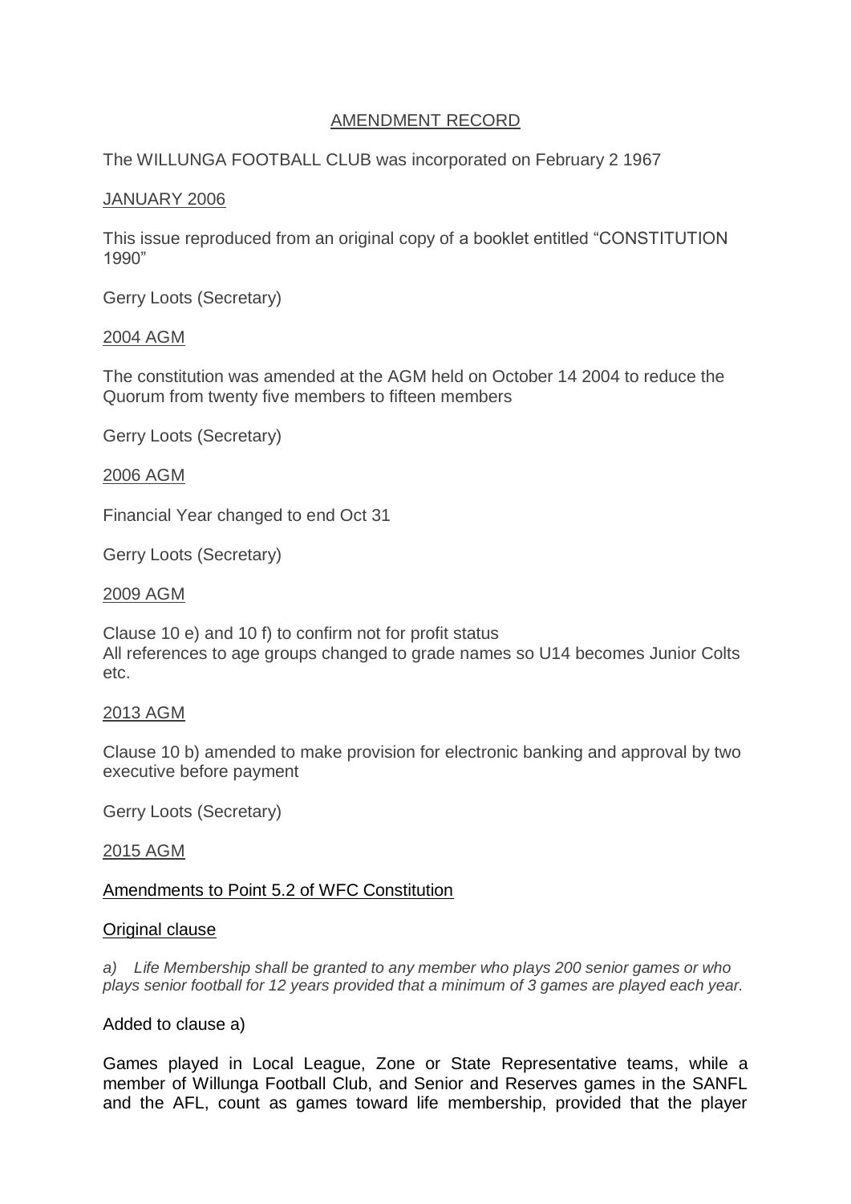## AMENDMENT RECORD

The WILLUNGA FOOTBALL CLUB was incorporated on February 2 1967

JANUARY 2006

This issue reproduced from an original copy of a booklet entitled "CONSTITUTION 1990"

Gerry Loots (Secretary)

2004 AGM

The constitution was amended at the AGM held on October 14 2004 to reduce the Quorum from twenty five members to fifteen members

Gerry Loots (Secretary)

2006 AGM

Financial Year changed to end Oct 31

Gerry Loots (Secretary)

2009 AGM

Clause 10 e) and 10 f) to confirm not for profit status
All references to age groups changed to grade names so U14 becomes Junior Colts etc.

2013 AGM

Clause 10 b) amended to make provision for electronic banking and approval by two executive before payment

Gerry Loots (Secretary)

2015 AGM

Amendments to Point 5.2 of WFC Constitution

Original clause

*a) Life Membership shall be granted to any member who plays 200 senior games or who plays senior football for 12 years provided that a minimum of 3 games are played each year.*

Added to clause a)

Games played in Local League, Zone or State Representative teams, while a member of Willunga Football Club, and Senior and Reserves games in the SANFL and the AFL, count as games toward life membership, provided that the player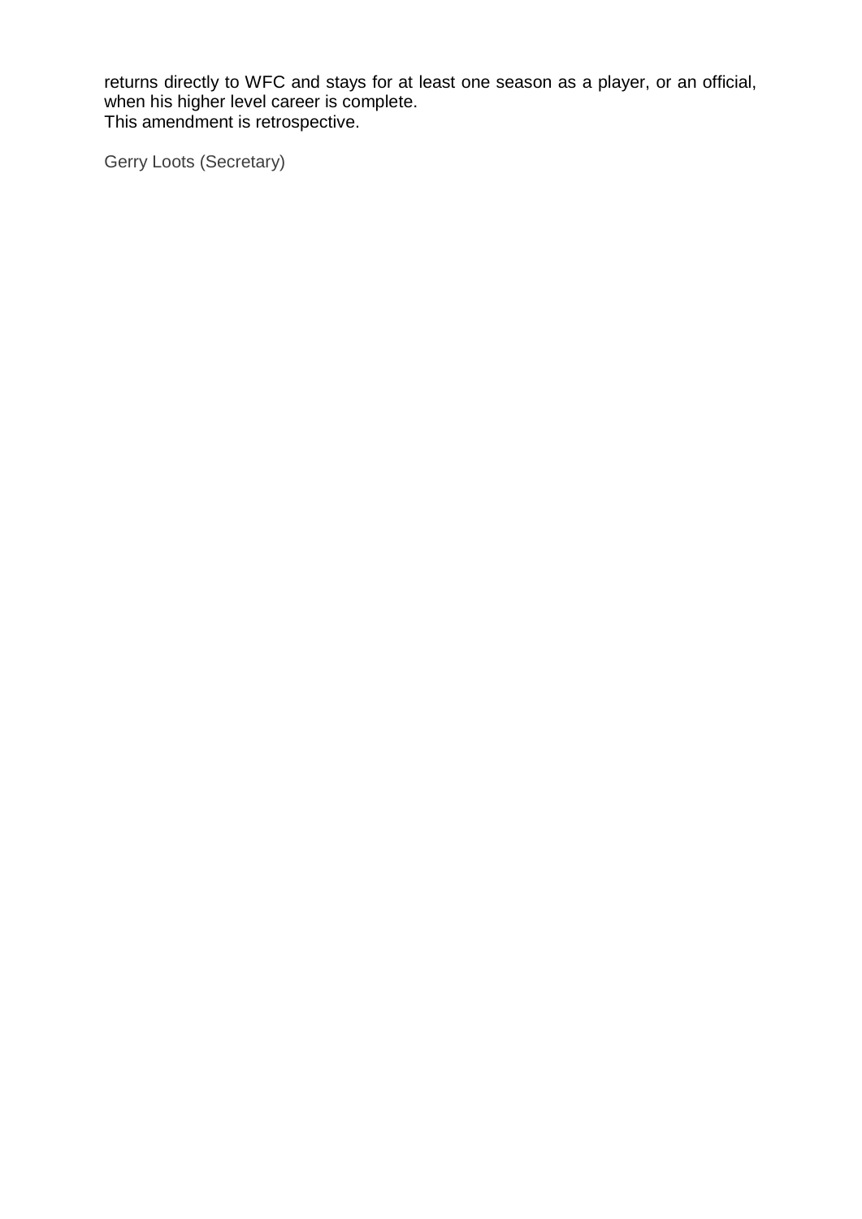returns directly to WFC and stays for at least one season as a player, or an official, when his higher level career is complete.
This amendment is retrospective.

Gerry Loots (Secretary)